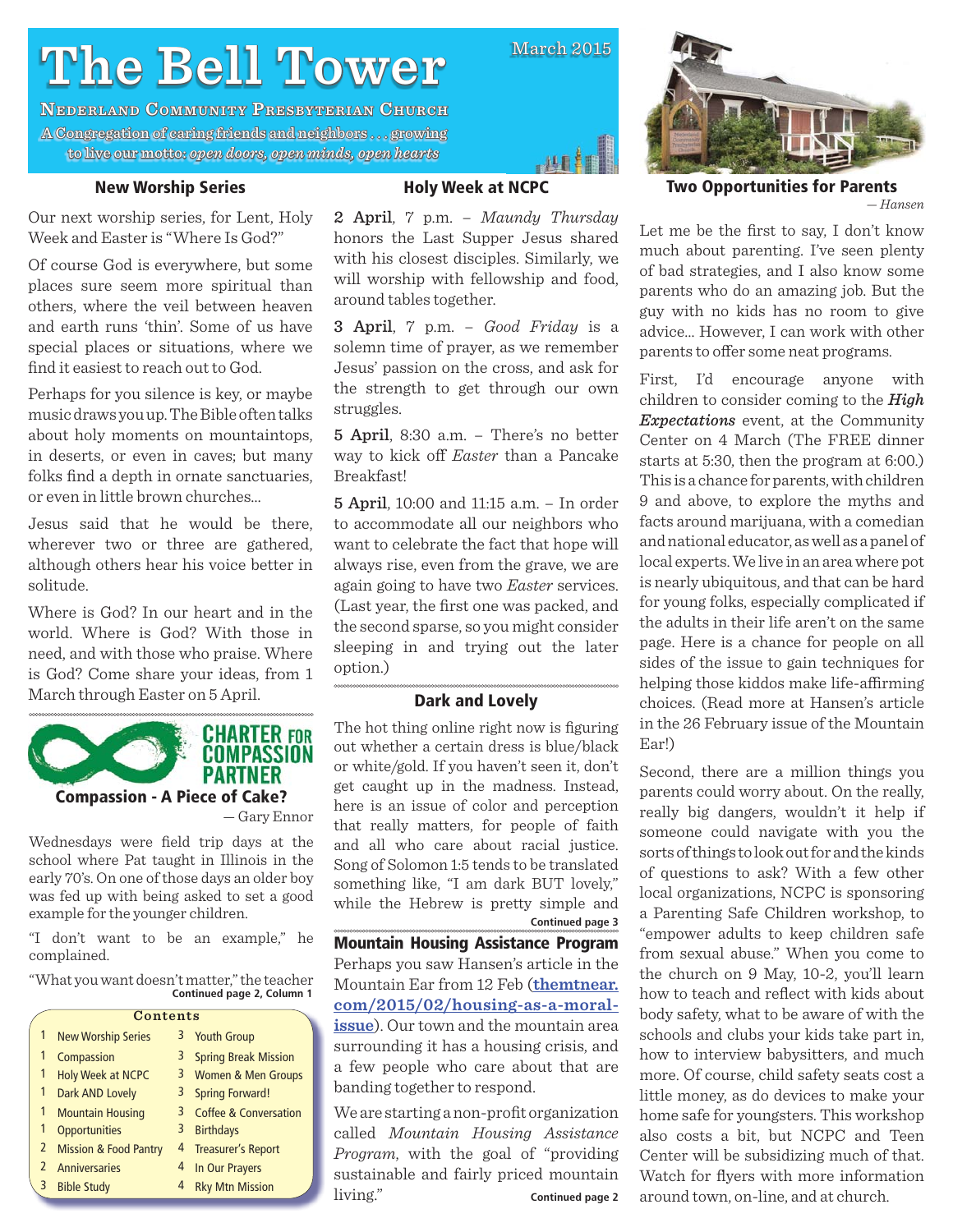# The Bell Tower

March 2015

**Nederland Community Presbyterian Church**

A Congregation of caring friends and neighbors . . . growing to live our motto: *open doors, open minds, open hearts*

## New Worship Series

Our next worship series, for Lent, Holy Week and Easter is "Where Is God?"

Of course God is everywhere, but some places sure seem more spiritual than others, where the veil between heaven and earth runs 'thin'. Some of us have special places or situations, where we find it easiest to reach out to God.

Perhaps for you silence is key, or maybe music draws you up. The Bible often talks about holy moments on mountaintops, in deserts, or even in caves; but many folks find a depth in ornate sanctuaries, or even in little brown churches...

Jesus said that he would be there, wherever two or three are gathered, although others hear his voice better in solitude.

Where is God? In our heart and in the world. Where is God? With those in need, and with those who praise. Where is God? Come share your ideas, from 1 March through Easter on 5 April.

**CHARTER FOR COMPASSION PARTNER**

## Compassion - A Piece of Cake?

— Gary Ennor

Wednesdays were field trip days at the school where Pat taught in Illinois in the early 70's. On one of those days an older boy was fed up with being asked to set a good example for the younger children.

"I don't want to be an example," he complained.

"What you want doesn't matter," the teacher

**Continued page 2, Column 1**

| | Contents | | |
|---|---|---|---|
| 1 | New Worship Series | 3 | Youth Group |
| 1 | Compassion | 3 | Spring Break Mission |
| 1 | Holy Week at NCPC | 3 | Women & Men Groups |
| 1 | Dark AND Lovely | 3 | Spring Forward! |
| 1 | Mountain Housing | 3 | Coffee & Conversation |
| 1 | Opportunities | 3 | Birthdays |
| 2 | Mission & Food Pantry | 3 | Treasurer's Report |
| 2 | Anniversaries | 4 | In Our Prayers |
| 3 | Bible Study | 4 | Rky Mtn Mission |

## Holy Week at NCPC

**2 April**, 7 p.m. – *Maundy Thursday* honors the Last Supper Jesus shared with his closest disciples. Similarly, we will worship with fellowship and food, around tables together.

**3 April**, 7 p.m. – *Good Friday* is a solemn time of prayer, as we remember Jesus' passion on the cross, and ask for the strength to get through our own struggles.

**5 April**, 8:30 a.m. – There's no better way to kick off *Easter* than a Pancake Breakfast!

**5 April**, 10:00 and 11:15 a.m. – In order to accommodate all our neighbors who want to celebrate the fact that hope will always rise, even from the grave, we are again going to have two *Easter* services. (Last year, the first one was packed, and the second sparse, so you might consider sleeping in and trying out the later option.)

## Dark and Lovely

The hot thing online right now is figuring out whether a certain dress is blue/black or white/gold. If you haven't seen it, don't get caught up in the madness. Instead, here is an issue of color and perception that really matters, for people of faith and all who care about racial justice. Song of Solomon 1:5 tends to be translated something like, "I am dark BUT lovely," while the Hebrew is pretty simple and

**Continued page 3**

## Mountain Housing Assistance Program

Perhaps you saw Hansen's article in the Mountain Ear from 12 Feb (**themtnear.com/2015/02/housing-as-a-moral-issue**). Our town and the mountain area surrounding it has a housing crisis, and a few people who care about that are banding together to respond.

We are starting a non-profit organization called *Mountain Housing Assistance Program*, with the goal of "providing sustainable and fairly priced mountain living."

**Continued page 2**

## Two Opportunities for Parents

— Hansen

Let me be the first to say, I don't know much about parenting. I've seen plenty of bad strategies, and I also know some parents who do an amazing job. But the guy with no kids has no room to give advice... However, I can work with other parents to offer some neat programs.

First, I'd encourage anyone with children to consider coming to the ***High Expectations*** event, at the Community Center on 4 March (The FREE dinner starts at 5:30, then the program at 6:00.) This is a chance for parents, with children 9 and above, to explore the myths and facts around marijuana, with a comedian and national educator, as well as a panel of local experts. We live in an area where pot is nearly ubiquitous, and that can be hard for young folks, especially complicated if the adults in their life aren't on the same page. Here is a chance for people on all sides of the issue to gain techniques for helping those kiddos make life-affirming choices. (Read more at Hansen's article in the 26 February issue of the Mountain Ear!)

Second, there are a million things you parents could worry about. On the really, really big dangers, wouldn't it help if someone could navigate with you the sorts of things to look out for and the kinds of questions to ask? With a few other local organizations, NCPC is sponsoring a Parenting Safe Children workshop, to "empower adults to keep children safe from sexual abuse." When you come to the church on 9 May, 10-2, you'll learn how to teach and reflect with kids about body safety, what to be aware of with the schools and clubs your kids take part in, how to interview babysitters, and much more. Of course, child safety seats cost a little money, as do devices to make your home safe for youngsters. This workshop also costs a bit, but NCPC and Teen Center will be subsidizing much of that. Watch for flyers with more information around town, on-line, and at church.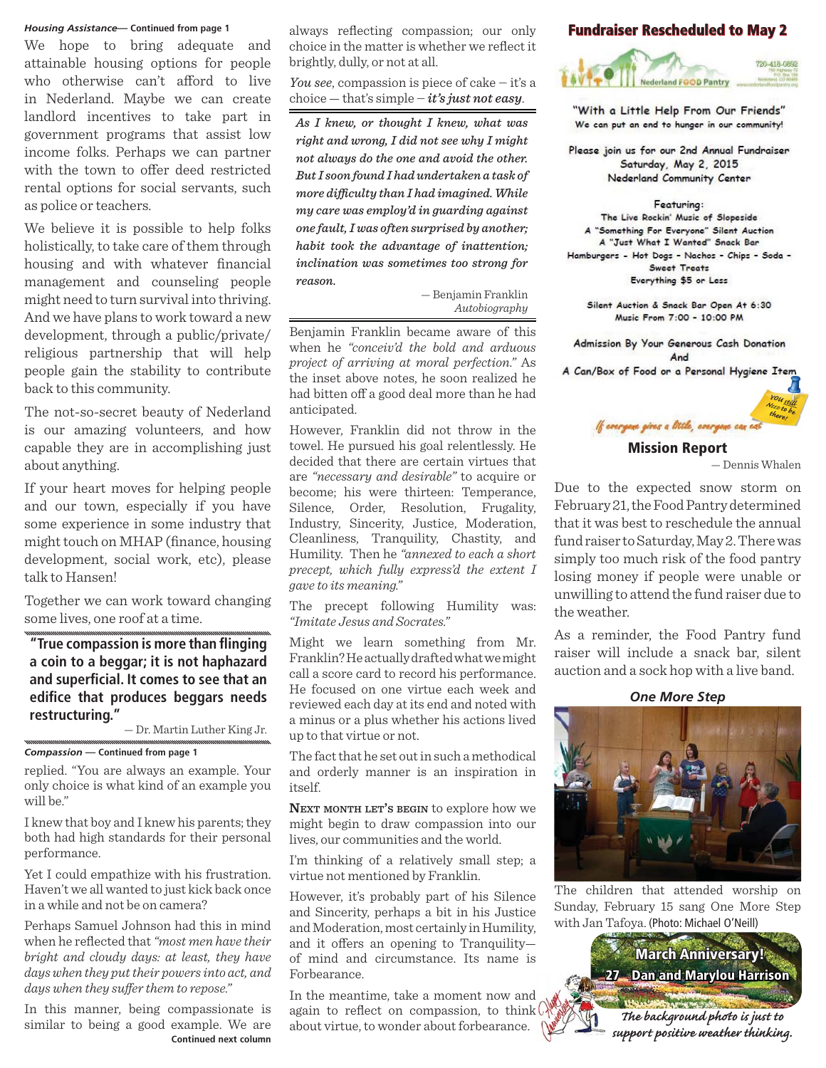*Housing Assistance*— **Continued from page 1**

We hope to bring adequate and attainable housing options for people who otherwise can't afford to live in Nederland. Maybe we can create landlord incentives to take part in government programs that assist low income folks. Perhaps we can partner with the town to offer deed restricted rental options for social servants, such as police or teachers.

We believe it is possible to help folks holistically, to take care of them through housing and with whatever financial management and counseling people might need to turn survival into thriving. And we have plans to work toward a new development, through a public/private/religious partnership that will help people gain the stability to contribute back to this community.

The not-so-secret beauty of Nederland is our amazing volunteers, and how capable they are in accomplishing just about anything.

If your heart moves for helping people and our town, especially if you have some experience in some industry that might touch on MHAP (finance, housing development, social work, etc), please talk to Hansen!

Together we can work toward changing some lives, one roof at a time.

> **"True compassion is more than flinging a coin to a beggar; it is not haphazard and superficial. It comes to see that an edifice that produces beggars needs restructuring."**
>
> — Dr. Martin Luther King Jr.

*Compassion* — **Continued from page 1**

replied. "You are always an example. Your only choice is what kind of an example you will be."

I knew that boy and I knew his parents; they both had high standards for their personal performance.

Yet I could empathize with his frustration. Haven't we all wanted to just kick back once in a while and not be on camera?

Perhaps Samuel Johnson had this in mind when he reflected that *"most men have their bright and cloudy days: at least, they have days when they put their powers into act, and days when they suffer them to repose."*

In this manner, being compassionate is similar to being a good example. We are always reflecting compassion; our only choice in the matter is whether we reflect it brightly, dully, or not at all.

*You see*, compassion is piece of cake – it's a choice — that's simple – ***it's just not easy***.

> ***As I knew, or thought I knew, what was right and wrong, I did not see why I might not always do the one and avoid the other. But I soon found I had undertaken a task of more difficulty than I had imagined. While my care was employ'd in guarding against one fault, I was often surprised by another; habit took the advantage of inattention; inclination was sometimes too strong for reason.***
>
> — Benjamin Franklin *Autobiography*

Benjamin Franklin became aware of this when he *"conceiv'd the bold and arduous project of arriving at moral perfection."* As the inset above notes, he soon realized he had bitten off a good deal more than he had anticipated.

However, Franklin did not throw in the towel. He pursued his goal relentlessly. He decided that there are certain virtues that are *"necessary and desirable"* to acquire or become; his were thirteen: Temperance, Silence, Order, Resolution, Frugality, Industry, Sincerity, Justice, Moderation, Cleanliness, Tranquility, Chastity, and Humility. Then he *"annexed to each a short precept, which fully express'd the extent I gave to its meaning."*

The precept following Humility was: *"Imitate Jesus and Socrates."*

Might we learn something from Mr. Franklin? He actually drafted what we might call a score card to record his performance. He focused on one virtue each week and reviewed each day at its end and noted with a minus or a plus whether his actions lived up to that virtue or not.

The fact that he set out in such a methodical and orderly manner is an inspiration in itself.

**Next month let's begin** to explore how we might begin to draw compassion into our lives, our communities and the world.

I'm thinking of a relatively small step; a virtue not mentioned by Franklin.

However, it's probably part of his Silence and Sincerity, perhaps a bit in his Justice and Moderation, most certainly in Humility, and it offers an opening to Tranquility—of mind and circumstance. Its name is Forbearance.

In the meantime, take a moment now and again to reflect on compassion, to think about virtue, to wonder about forbearance.

## Fundraiser Rescheduled to May 2

Nederland FOOD Pantry — 720-418-0892

"With a Little Help From Our Friends"
We can put an end to hunger in our community!

Please join us for our 2nd Annual Fundraiser
Saturday, May 2, 2015
Nederland Community Center

Featuring:
The Live Rockin' Music of Slopeside
A "Something For Everyone" Silent Auction
A "Just What I Wanted" Snack Bar
Hamburgers - Hot Dogs - Nachos - Chips - Soda - Sweet Treats
Everything $5 or Less

Silent Auction & Snack Bar Open At 6:30
Music From 7:00 - 10:00 PM

Admission By Your Generous Cash Donation
And
A Can/Box of Food or a Personal Hygiene Item

You still Need to be there!

*If everyone gives a little, everyone can eat*

### Mission Report

— Dennis Whalen

Due to the expected snow storm on February 21, the Food Pantry determined that it was best to reschedule the annual fund raiser to Saturday, May 2. There was simply too much risk of the food pantry losing money if people were unable or unwilling to attend the fund raiser due to the weather.

As a reminder, the Food Pantry fund raiser will include a snack bar, silent auction and a sock hop with a live band.

### *One More Step*

The children that attended worship on Sunday, February 15 sang One More Step with Jan Tafoya. (Photo: Michael O'Neill)

**March Anniversary!**
**27 Dan and Marylou Harrison**

*The background photo is just to support positive weather thinking.*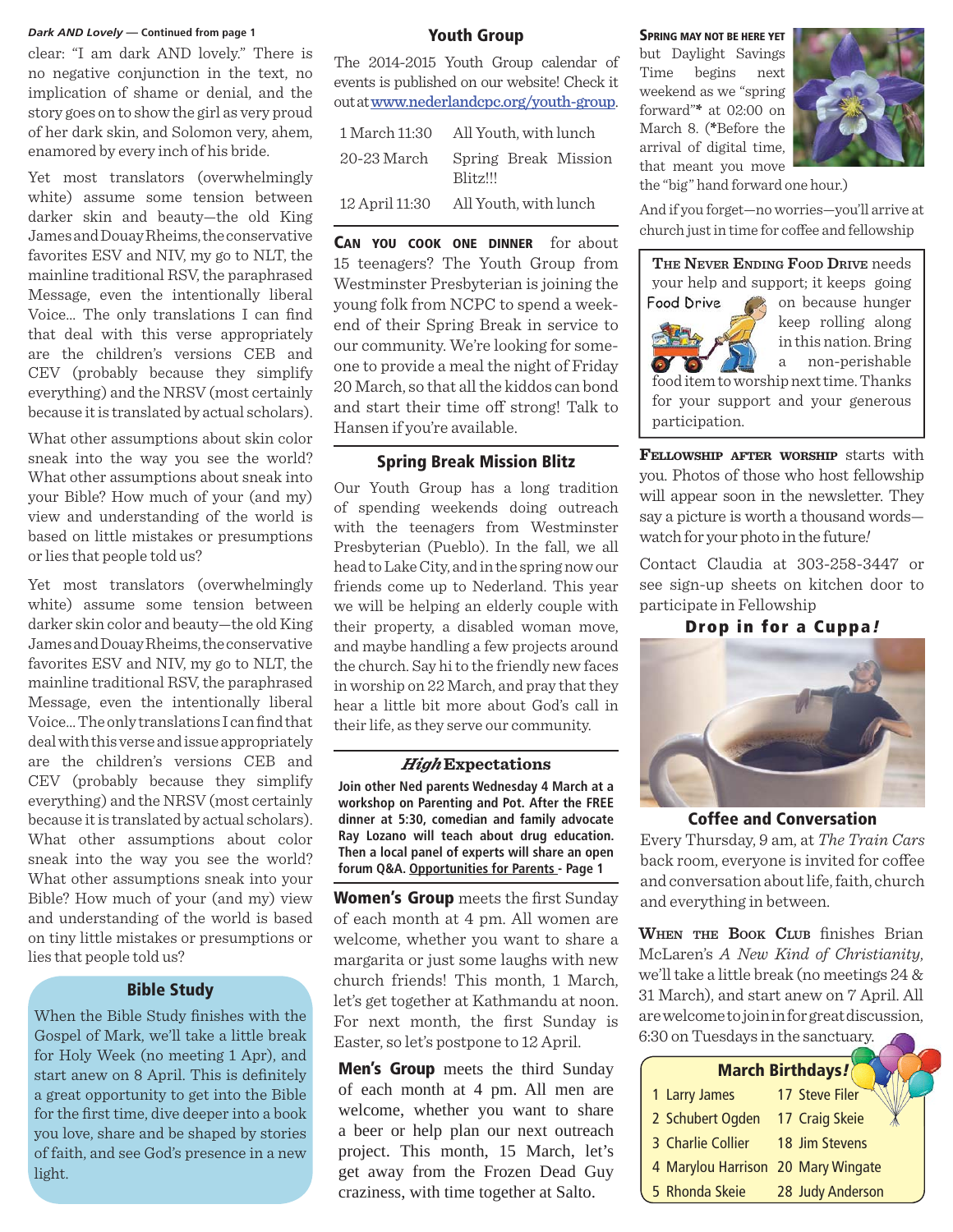*Dark AND Lovely* — **Continued from page 1**

clear: "I am dark AND lovely." There is no negative conjunction in the text, no implication of shame or denial, and the story goes on to show the girl as very proud of her dark skin, and Solomon very, ahem, enamored by every inch of his bride.

Yet most translators (overwhelmingly white) assume some tension between darker skin and beauty—the old King James and Douay Rheims, the conservative favorites ESV and NIV, my go to NLT, the mainline traditional RSV, the paraphrased Message, even the intentionally liberal Voice... The only translations I can find that deal with this verse appropriately are the children's versions CEB and CEV (probably because they simplify everything) and the NRSV (most certainly because it is translated by actual scholars).

What other assumptions about skin color sneak into the way you see the world? What other assumptions about sneak into your Bible? How much of your (and my) view and understanding of the world is based on little mistakes or presumptions or lies that people told us?

Yet most translators (overwhelmingly white) assume some tension between darker skin color and beauty—the old King James and Douay Rheims, the conservative favorites ESV and NIV, my go to NLT, the mainline traditional RSV, the paraphrased Message, even the intentionally liberal Voice... The only translations I can find that deal with this verse and issue appropriately are the children's versions CEB and CEV (probably because they simplify everything) and the NRSV (most certainly because it is translated by actual scholars). What other assumptions about color sneak into the way you see the world? What other assumptions sneak into your Bible? How much of your (and my) view and understanding of the world is based on tiny little mistakes or presumptions or lies that people told us?

## Bible Study

When the Bible Study finishes with the Gospel of Mark, we'll take a little break for Holy Week (no meeting 1 Apr), and start anew on 8 April. This is definitely a great opportunity to get into the Bible for the first time, dive deeper into a book you love, share and be shaped by stories of faith, and see God's presence in a new light.

## Youth Group

The 2014-2015 Youth Group calendar of events is published on our website! Check it out at www.nederlandcpc.org/youth-group.

| | |
|---|---|
| 1 March 11:30 | All Youth, with lunch |
| 20-23 March | Spring Break Mission Blitz!!! |
| 12 April 11:30 | All Youth, with lunch |

**Can you cook one dinner** for about 15 teenagers? The Youth Group from Westminster Presbyterian is joining the young folk from NCPC to spend a weekend of their Spring Break in service to our community. We're looking for someone to provide a meal the night of Friday 20 March, so that all the kiddos can bond and start their time off strong! Talk to Hansen if you're available.

## Spring Break Mission Blitz

Our Youth Group has a long tradition of spending weekends doing outreach with the teenagers from Westminster Presbyterian (Pueblo). In the fall, we all head to Lake City, and in the spring now our friends come up to Nederland. This year we will be helping an elderly couple with their property, a disabled woman move, and maybe handling a few projects around the church. Say hi to the friendly new faces in worship on 22 March, and pray that they hear a little bit more about God's call in their life, as they serve our community.

## *High* Expectations

**Join other Ned parents Wednesday 4 March at a workshop on Parenting and Pot. After the FREE dinner at 5:30, comedian and family advocate Ray Lozano will teach about drug education. Then a local panel of experts will share an open forum Q&A. Opportunities for Parents - Page 1**

**Women's Group** meets the first Sunday of each month at 4 pm. All women are welcome, whether you want to share a margarita or just some laughs with new church friends! This month, 1 March, let's get together at Kathmandu at noon. For next month, the first Sunday is Easter, so let's postpone to 12 April.

**Men's Group** meets the third Sunday of each month at 4 pm. All men are welcome, whether you want to share a beer or help plan our next outreach project. This month, 15 March, let's get away from the Frozen Dead Guy craziness, with time together at Salto.

**Spring may not be here yet** but Daylight Savings Time begins next weekend as we "spring forward"* at 02:00 on March 8. (*Before the arrival of digital time, that meant you move the "big" hand forward one hour.)

And if you forget—no worries—you'll arrive at church just in time for coffee and fellowship

**The Never Ending Food Drive** needs your help and support; it keeps going on because hunger keep rolling along in this nation. Bring a non-perishable food item to worship next time. Thanks for your support and your generous participation.

**Fellowship after worship** starts with you. Photos of those who host fellowship will appear soon in the newsletter. They say a picture is worth a thousand words—watch for your photo in the future!

Contact Claudia at 303-258-3447 or see sign-up sheets on kitchen door to participate in Fellowship

**Drop in for a Cuppa!**

## Coffee and Conversation

Every Thursday, 9 am, at *The Train Cars* back room, everyone is invited for coffee and conversation about life, faith, church and everything in between.

**When the Book Club** finishes Brian McLaren's *A New Kind of Christianity*, we'll take a little break (no meetings 24 & 31 March), and start anew on 7 April. All are welcome to join in for great discussion, 6:30 on Tuesdays in the sanctuary.

## March Birthdays!

| | |
|---|---|
| 1 Larry James | 17 Steve Filer |
| 2 Schubert Ogden | 17 Craig Skeie |
| 3 Charlie Collier | 18 Jim Stevens |
| 4 Marylou Harrison | 20 Mary Wingate |
| 5 Rhonda Skeie | 28 Judy Anderson |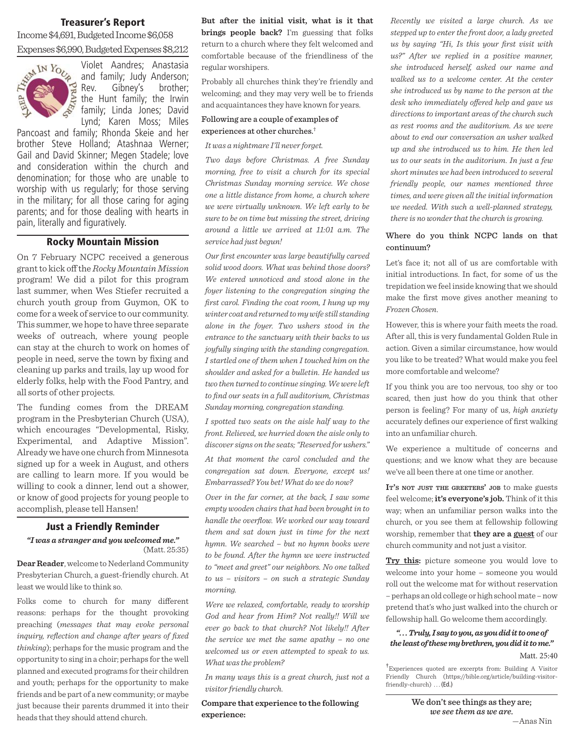## Treasurer's Report

Income $4,691, Budgeted Income $6,058

Expenses $6,990, Budgeted Expenses $8,212

Keep Them In Your Prayers

Violet Aandres; Anastasia and family; Judy Anderson; Rev. Gibney's brother; the Hunt family; the Irwin family; Linda Jones; David Lynd; Karen Moss; Miles Pancoast and family; Rhonda Skeie and her brother Steve Holland; Atashnaa Werner; Gail and David Skinner; Megen Stadele; love and consideration within the church and denomination; for those who are unable to worship with us regularly; for those serving in the military; for all those caring for aging parents; and for those dealing with hearts in pain, literally and figuratively.

## Rocky Mountain Mission

On 7 February NCPC received a generous grant to kick off the *Rocky Mountain Mission* program! We did a pilot for this program last summer, when Wes Stiefer recruited a church youth group from Guymon, OK to come for a week of service to our community. This summer, we hope to have three separate weeks of outreach, where young people can stay at the church to work on homes of people in need, serve the town by fixing and cleaning up parks and trails, lay up wood for elderly folks, help with the Food Pantry, and all sorts of other projects.

The funding comes from the DREAM program in the Presbyterian Church (USA), which encourages "Developmental, Risky, Experimental, and Adaptive Mission". Already we have one church from Minnesota signed up for a week in August, and others are calling to learn more. If you would be willing to cook a dinner, lend out a shower, or know of good projects for young people to accomplish, please tell Hansen!

## Just a Friendly Reminder

***"I was a stranger and you welcomed me."***
(Matt. 25:35)

**Dear Reader**, welcome to Nederland Community Presbyterian Church, a guest-friendly church. At least we would like to think so.

Folks come to church for many different reasons: perhaps for the thought provoking preaching (*messages that may evoke personal inquiry, reflection and change after years of fixed thinking*); perhaps for the music program and the opportunity to sing in a choir; perhaps for the well planned and executed programs for their children and youth; perhaps for the opportunity to make friends and be part of a new community; or maybe just because their parents drummed it into their heads that they should attend church.

**But after the initial visit, what is it that brings people back?** I'm guessing that folks return to a church where they felt welcomed and comfortable because of the friendliness of the regular worshipers.

Probably all churches think they're friendly and welcoming; and they may very well be to friends and acquaintances they have known for years.

**Following are a couple of examples of experiences at other churches.**†

*It was a nightmare I'll never forget.*

*Two days before Christmas. A free Sunday morning, free to visit a church for its special Christmas Sunday morning service. We chose one a little distance from home, a church where we were virtually unknown. We left early to be sure to be on time but missing the street, driving around a little we arrived at 11:01 a.m. The service had just begun!*

*Our first encounter was large beautifully carved solid wood doors. What was behind those doors? We entered unnoticed and stood alone in the foyer listening to the congregation singing the first carol. Finding the coat room, I hung up my winter coat and returned to my wife still standing alone in the foyer. Two ushers stood in the entrance to the sanctuary with their backs to us joyfully singing with the standing congregation. I startled one of them when I touched him on the shoulder and asked for a bulletin. He handed us two then turned to continue singing. We were left to find our seats in a full auditorium, Christmas Sunday morning, congregation standing.*

*I spotted two seats on the aisle half way to the front. Relieved, we hurried down the aisle only to discover signs on the seats; "Reserved for ushers."*

*At that moment the carol concluded and the congregation sat down. Everyone, except us! Embarrassed? You bet! What do we do now?*

*Over in the far corner, at the back, I saw some empty wooden chairs that had been brought in to handle the overflow. We worked our way toward them and sat down just in time for the next hymn. We searched – but no hymn books were to be found. After the hymn we were instructed to "meet and greet" our neighbors. No one talked to us – visitors – on such a strategic Sunday morning.*

*Were we relaxed, comfortable, ready to worship God and hear from Him? Not really!! Will we ever go back to that church? Not likely!! After the service we met the same apathy – no one welcomed us or even attempted to speak to us. What was the problem?*

*In many ways this is a great church, just not a visitor friendly church.*

**Compare that experience to the following experience:**

*Recently we visited a large church. As we stepped up to enter the front door, a lady greeted us by saying "Hi, Is this your first visit with us?" After we replied in a positive manner, she introduced herself, asked our name and walked us to a welcome center. At the center she introduced us by name to the person at the desk who immediately offered help and gave us directions to important areas of the church such as rest rooms and the auditorium. As we were about to end our conversation an usher walked up and she introduced us to him. He then led us to our seats in the auditorium. In just a few short minutes we had been introduced to several friendly people, our names mentioned three times, and were given all the initial information we needed. With such a well-planned strategy, there is no wonder that the church is growing.*

**Where do you think NCPC lands on that continuum?**

Let's face it; not all of us are comfortable with initial introductions. In fact, for some of us the trepidation we feel inside knowing that we should make the first move gives another meaning to *Frozen Chosen*.

However, this is where your faith meets the road. After all, this is very fundamental Golden Rule in action. Given a similar circumstance, how would you like to be treated? What would make you feel more comfortable and welcome?

If you think you are too nervous, too shy or too scared, then just how do you think that other person is feeling? For many of us, *high anxiety* accurately defines our experience of first walking into an unfamiliar church.

We experience a multitude of concerns and questions; and we know what they are because we've all been there at one time or another.

**It's not just the greeters' job** to make guests feel welcome; **it's everyone's job.** Think of it this way; when an unfamiliar person walks into the church, or you see them at fellowship following worship, remember that **they are a guest** of our church community and not just a visitor.

**Try this:** picture someone you would love to welcome into your home – someone you would roll out the welcome mat for without reservation – perhaps an old college or high school mate – now pretend that's who just walked into the church or fellowship hall. Go welcome them accordingly.

***"... Truly, I say to you, as you did it to one of the least of these my brethren, you did it to me."***
Matt. 25:40

†Experiences quoted are excerpts from: Building A Visitor Friendly Church (https://bible.org/article/building-visitor-friendly-church) ... (Ed.)

We don't see things as they are;
*we see them as we are.*
—Anas Nin